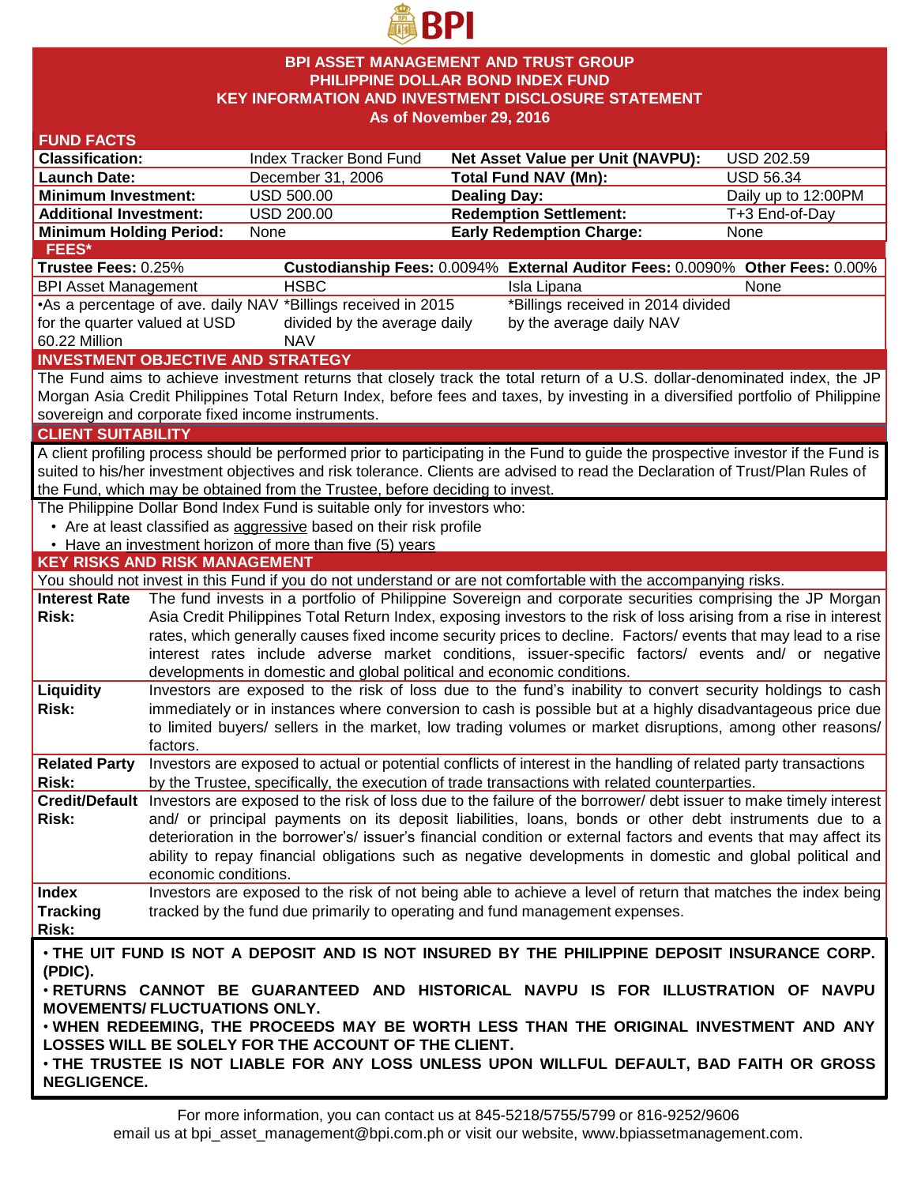# BPI ASSET MANAGEMENT AND TRUST GROUP
## PHILIPPINE DOLLAR BOND INDEX FUND
## KEY INFORMATION AND INVESTMENT DISCLOSURE STATEMENT
### As of November 29, 2016

## FUND FACTS

| | | | |
|---|---|---|---|
| **Classification:** | Index Tracker Bond Fund | **Net Asset Value per Unit (NAVPU):** | USD 202.59 |
| **Launch Date:** | December 31, 2006 | **Total Fund NAV (Mn):** | USD 56.34 |
| **Minimum Investment:** | USD 500.00 | **Dealing Day:** | Daily up to 12:00PM |
| **Additional Investment:** | USD 200.00 | **Redemption Settlement:** | T+3 End-of-Day |
| **Minimum Holding Period:** | None | **Early Redemption Charge:** | None |

## FEES*

| **Trustee Fees:** 0.25% | **Custodianship Fees:** 0.0094% | **External Auditor Fees:** 0.0090% | **Other Fees:** 0.00% |
|---|---|---|---|
| BPI Asset Management | HSBC | Isla Lipana | None |
| •As a percentage of ave. daily NAV for the quarter valued at USD 60.22 Million | *Billings received in 2015 divided by the average daily NAV | *Billings received in 2014 divided by the average daily NAV | |

## INVESTMENT OBJECTIVE AND STRATEGY

The Fund aims to achieve investment returns that closely track the total return of a U.S. dollar-denominated index, the JP Morgan Asia Credit Philippines Total Return Index, before fees and taxes, by investing in a diversified portfolio of Philippine sovereign and corporate fixed income instruments.

## CLIENT SUITABILITY

A client profiling process should be performed prior to participating in the Fund to guide the prospective investor if the Fund is suited to his/her investment objectives and risk tolerance. Clients are advised to read the Declaration of Trust/Plan Rules of the Fund, which may be obtained from the Trustee, before deciding to invest.

The Philippine Dollar Bond Index Fund is suitable only for investors who:

- Are at least classified as aggressive based on their risk profile
- Have an investment horizon of more than five (5) years

## KEY RISKS AND RISK MANAGEMENT

You should not invest in this Fund if you do not understand or are not comfortable with the accompanying risks.

| | |
|---|---|
| **Interest Rate Risk:** | The fund invests in a portfolio of Philippine Sovereign and corporate securities comprising the JP Morgan Asia Credit Philippines Total Return Index, exposing investors to the risk of loss arising from a rise in interest rates, which generally causes fixed income security prices to decline. Factors/ events that may lead to a rise interest rates include adverse market conditions, issuer-specific factors/ events and/ or negative developments in domestic and global political and economic conditions. |
| **Liquidity Risk:** | Investors are exposed to the risk of loss due to the fund's inability to convert security holdings to cash immediately or in instances where conversion to cash is possible but at a highly disadvantageous price due to limited buyers/ sellers in the market, low trading volumes or market disruptions, among other reasons/ factors. |
| **Related Party Risk:** | Investors are exposed to actual or potential conflicts of interest in the handling of related party transactions by the Trustee, specifically, the execution of trade transactions with related counterparties. |
| **Credit/Default Risk:** | Investors are exposed to the risk of loss due to the failure of the borrower/ debt issuer to make timely interest and/ or principal payments on its deposit liabilities, loans, bonds or other debt instruments due to a deterioration in the borrower's/ issuer's financial condition or external factors and events that may affect its ability to repay financial obligations such as negative developments in domestic and global political and economic conditions. |
| **Index Tracking Risk:** | Investors are exposed to the risk of not being able to achieve a level of return that matches the index being tracked by the fund due primarily to operating and fund management expenses. |

- **THE UIT FUND IS NOT A DEPOSIT AND IS NOT INSURED BY THE PHILIPPINE DEPOSIT INSURANCE CORP. (PDIC).**
- **RETURNS CANNOT BE GUARANTEED AND HISTORICAL NAVPU IS FOR ILLUSTRATION OF NAVPU MOVEMENTS/ FLUCTUATIONS ONLY.**
- **WHEN REDEEMING, THE PROCEEDS MAY BE WORTH LESS THAN THE ORIGINAL INVESTMENT AND ANY LOSSES WILL BE SOLELY FOR THE ACCOUNT OF THE CLIENT.**
- **THE TRUSTEE IS NOT LIABLE FOR ANY LOSS UNLESS UPON WILLFUL DEFAULT, BAD FAITH OR GROSS NEGLIGENCE.**

For more information, you can contact us at 845-5218/5755/5799 or 816-9252/9606 email us at bpi_asset_management@bpi.com.ph or visit our website, www.bpiassetmanagement.com.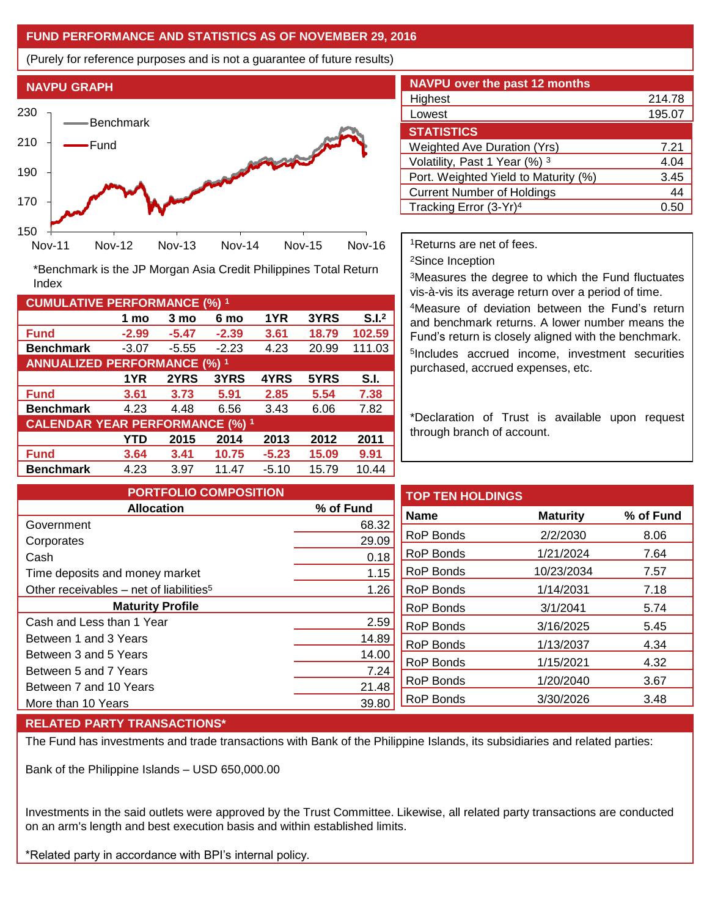## FUND PERFORMANCE AND STATISTICS AS OF NOVEMBER 29, 2016

(Purely for reference purposes and is not a guarantee of future results)

### NAVPU GRAPH

*Benchmark is the JP Morgan Asia Credit Philippines Total Return Index

### NAVPU over the past 12 months

| | |
|---|---|
| Highest | 214.78 |
| Lowest | 195.07 |

### STATISTICS

| | |
|---|---|
| Weighted Ave Duration (Yrs) | 7.21 |
| Volatility, Past 1 Year (%) [3] | 4.04 |
| Port. Weighted Yield to Maturity (%) | 3.45 |
| Current Number of Holdings | 44 |
| Tracking Error (3-Yr)[4] | 0.50 |

### CUMULATIVE PERFORMANCE (%) [1]

| | 1 mo | 3 mo | 6 mo | 1YR | 3YRS | S.I.[2] |
|---|---|---|---|---|---|---|
| **Fund** | **-2.99** | **-5.47** | **-2.39** | **3.61** | **18.79** | **102.59** |
| **Benchmark** | -3.07 | -5.55 | -2.23 | 4.23 | 20.99 | 111.03 |

### ANNUALIZED PERFORMANCE (%) [1]

| | 1YR | 2YRS | 3YRS | 4YRS | 5YRS | S.I. |
|---|---|---|---|---|---|---|
| **Fund** | **3.61** | **3.73** | **5.91** | **2.85** | **5.54** | **7.38** |
| **Benchmark** | 4.23 | 4.48 | 6.56 | 3.43 | 6.06 | 7.82 |

### CALENDAR YEAR PERFORMANCE (%) [1]

| | YTD | 2015 | 2014 | 2013 | 2012 | 2011 |
|---|---|---|---|---|---|---|
| **Fund** | **3.64** | **3.41** | **10.75** | **-5.23** | **15.09** | **9.91** |
| **Benchmark** | 4.23 | 3.97 | 11.47 | -5.10 | 15.79 | 10.44 |

[1]Returns are net of fees.

[2]Since Inception

[3]Measures the degree to which the Fund fluctuates vis-à-vis its average return over a period of time.

[4]Measure of deviation between the Fund's return and benchmark returns. A lower number means the Fund's return is closely aligned with the benchmark.

[5]Includes accrued income, investment securities purchased, accrued expenses, etc.

*Declaration of Trust is available upon request through branch of account.

### PORTFOLIO COMPOSITION

| Allocation | % of Fund |
|---|---|
| Government | 68.32 |
| Corporates | 29.09 |
| Cash | 0.18 |
| Time deposits and money market | 1.15 |
| Other receivables – net of liabilities[5] | 1.26 |
| **Maturity Profile** | |
| Cash and Less than 1 Year | 2.59 |
| Between 1 and 3 Years | 14.89 |
| Between 3 and 5 Years | 14.00 |
| Between 5 and 7 Years | 7.24 |
| Between 7 and 10 Years | 21.48 |
| More than 10 Years | 39.80 |

### TOP TEN HOLDINGS

| Name | Maturity | % of Fund |
|---|---|---|
| RoP Bonds | 2/2/2030 | 8.06 |
| RoP Bonds | 1/21/2024 | 7.64 |
| RoP Bonds | 10/23/2034 | 7.57 |
| RoP Bonds | 1/14/2031 | 7.18 |
| RoP Bonds | 3/1/2041 | 5.74 |
| RoP Bonds | 3/16/2025 | 5.45 |
| RoP Bonds | 1/13/2037 | 4.34 |
| RoP Bonds | 1/15/2021 | 4.32 |
| RoP Bonds | 1/20/2040 | 3.67 |
| RoP Bonds | 3/30/2026 | 3.48 |

### RELATED PARTY TRANSACTIONS*

The Fund has investments and trade transactions with Bank of the Philippine Islands, its subsidiaries and related parties:

Bank of the Philippine Islands – USD 650,000.00

Investments in the said outlets were approved by the Trust Committee. Likewise, all related party transactions are conducted on an arm's length and best execution basis and within established limits.

*Related party in accordance with BPI's internal policy.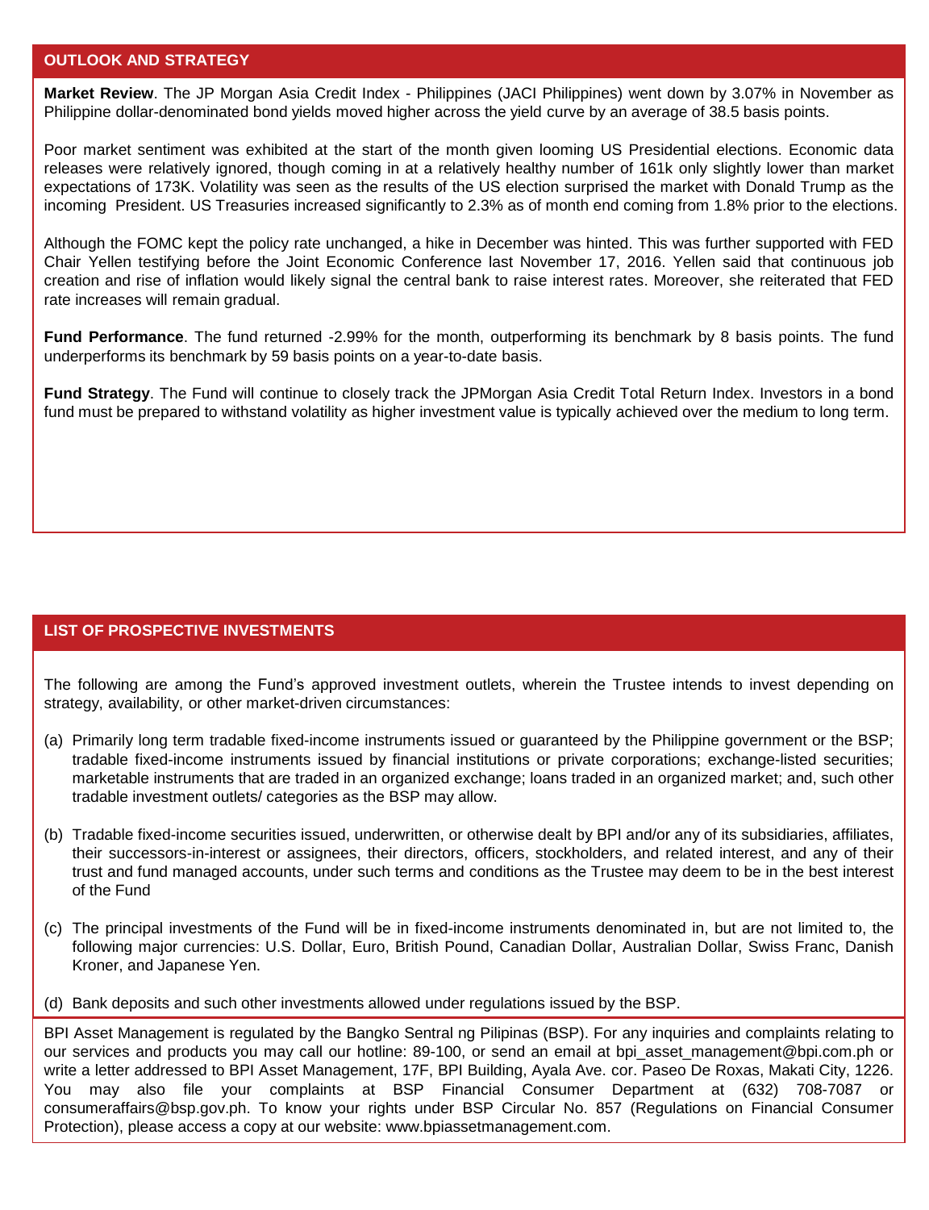## OUTLOOK AND STRATEGY

**Market Review**. The JP Morgan Asia Credit Index - Philippines (JACI Philippines) went down by 3.07% in November as Philippine dollar-denominated bond yields moved higher across the yield curve by an average of 38.5 basis points.

Poor market sentiment was exhibited at the start of the month given looming US Presidential elections. Economic data releases were relatively ignored, though coming in at a relatively healthy number of 161k only slightly lower than market expectations of 173K. Volatility was seen as the results of the US election surprised the market with Donald Trump as the incoming President. US Treasuries increased significantly to 2.3% as of month end coming from 1.8% prior to the elections.

Although the FOMC kept the policy rate unchanged, a hike in December was hinted. This was further supported with FED Chair Yellen testifying before the Joint Economic Conference last November 17, 2016. Yellen said that continuous job creation and rise of inflation would likely signal the central bank to raise interest rates. Moreover, she reiterated that FED rate increases will remain gradual.

**Fund Performance**. The fund returned -2.99% for the month, outperforming its benchmark by 8 basis points. The fund underperforms its benchmark by 59 basis points on a year-to-date basis.

**Fund Strategy**. The Fund will continue to closely track the JPMorgan Asia Credit Total Return Index. Investors in a bond fund must be prepared to withstand volatility as higher investment value is typically achieved over the medium to long term.

## LIST OF PROSPECTIVE INVESTMENTS

The following are among the Fund's approved investment outlets, wherein the Trustee intends to invest depending on strategy, availability, or other market-driven circumstances:

(a) Primarily long term tradable fixed-income instruments issued or guaranteed by the Philippine government or the BSP; tradable fixed-income instruments issued by financial institutions or private corporations; exchange-listed securities; marketable instruments that are traded in an organized exchange; loans traded in an organized market; and, such other tradable investment outlets/ categories as the BSP may allow.

(b) Tradable fixed-income securities issued, underwritten, or otherwise dealt by BPI and/or any of its subsidiaries, affiliates, their successors-in-interest or assignees, their directors, officers, stockholders, and related interest, and any of their trust and fund managed accounts, under such terms and conditions as the Trustee may deem to be in the best interest of the Fund

(c) The principal investments of the Fund will be in fixed-income instruments denominated in, but are not limited to, the following major currencies: U.S. Dollar, Euro, British Pound, Canadian Dollar, Australian Dollar, Swiss Franc, Danish Kroner, and Japanese Yen.

(d) Bank deposits and such other investments allowed under regulations issued by the BSP.

BPI Asset Management is regulated by the Bangko Sentral ng Pilipinas (BSP). For any inquiries and complaints relating to our services and products you may call our hotline: 89-100, or send an email at bpi_asset_management@bpi.com.ph or write a letter addressed to BPI Asset Management, 17F, BPI Building, Ayala Ave. cor. Paseo De Roxas, Makati City, 1226. You may also file your complaints at BSP Financial Consumer Department at (632) 708-7087 or consumeraffairs@bsp.gov.ph. To know your rights under BSP Circular No. 857 (Regulations on Financial Consumer Protection), please access a copy at our website: www.bpiassetmanagement.com.